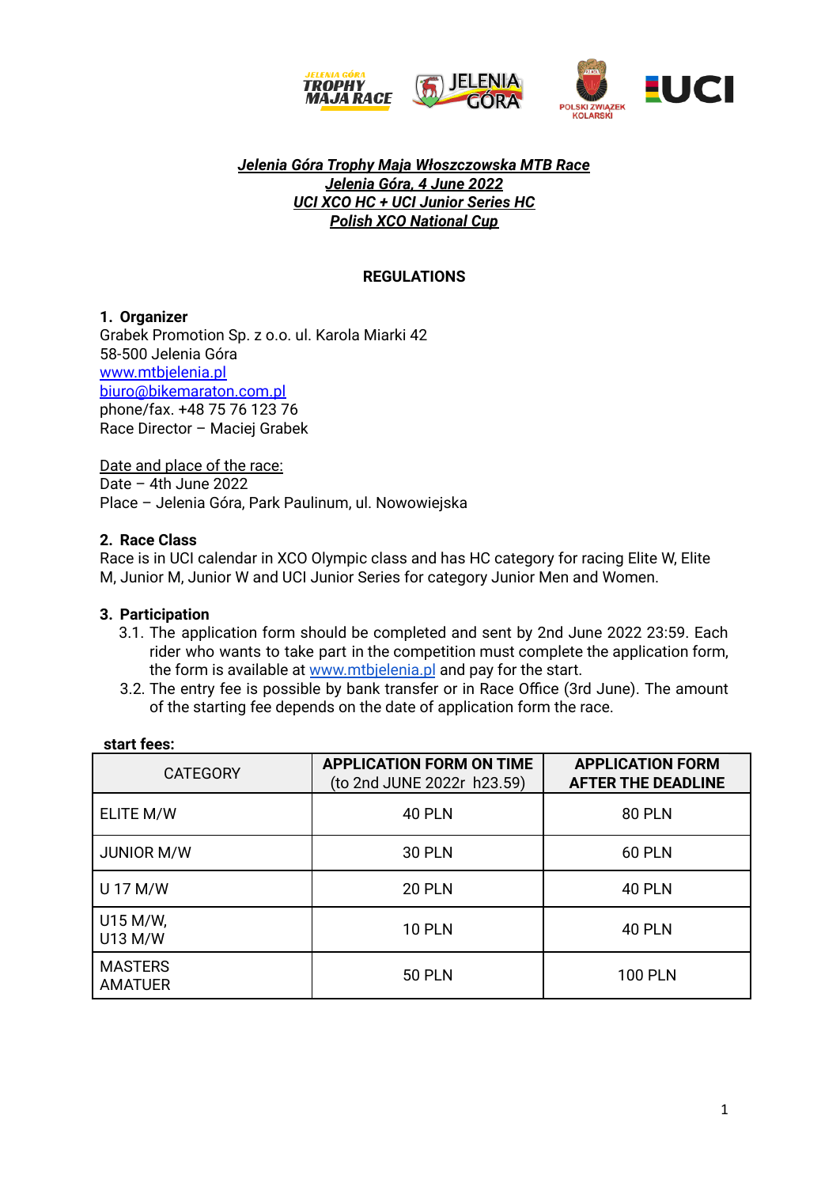***Jelenia Góra Trophy Maja Włoszczowska MTB Race***
***Jelenia Góra, 4 June 2022***
***UCI XCO HC + UCI Junior Series HC***
***Polish XCO National Cup***

## REGULATIONS

### 1. Organizer

Grabek Promotion Sp. z o.o. ul. Karola Miarki 42
58-500 Jelenia Góra
www.mtbjelenia.pl
biuro@bikemaraton.com.pl
phone/fax. +48 75 76 123 76
Race Director – Maciej Grabek

Date and place of the race:
Date – 4th June 2022
Place – Jelenia Góra, Park Paulinum, ul. Nowowiejska

### 2. Race Class

Race is in UCI calendar in XCO Olympic class and has HC category for racing Elite W, Elite M, Junior M, Junior W and UCI Junior Series for category Junior Men and Women.

### 3. Participation

3.1. The application form should be completed and sent by 2nd June 2022 23:59. Each rider who wants to take part in the competition must complete the application form, the form is available at www.mtbjelenia.pl and pay for the start.

3.2. The entry fee is possible by bank transfer or in Race Office (3rd June). The amount of the starting fee depends on the date of application form the race.

**start fees:**

| CATEGORY | **APPLICATION FORM ON TIME** (to 2nd JUNE 2022r h23.59) | **APPLICATION FORM AFTER THE DEADLINE** |
|---|---|---|
| ELITE M/W | 40 PLN | 80 PLN |
| JUNIOR M/W | 30 PLN | 60 PLN |
| U 17 M/W | 20 PLN | 40 PLN |
| U15 M/W, U13 M/W | 10 PLN | 40 PLN |
| MASTERS AMATUER | 50 PLN | 100 PLN |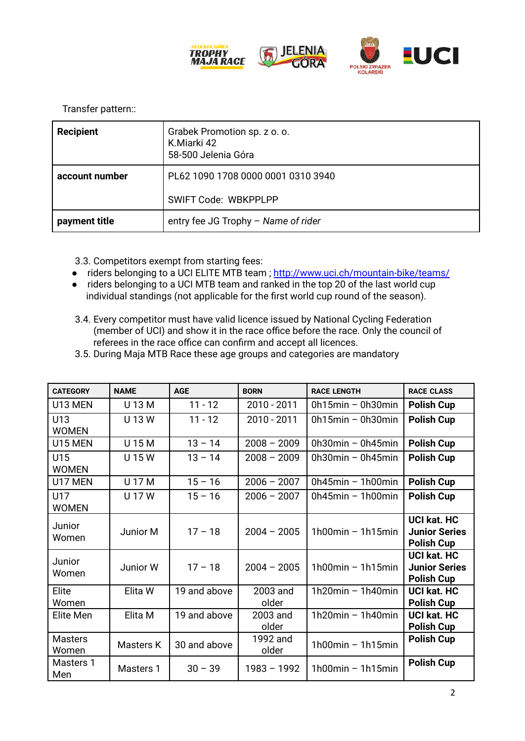Transfer pattern::

| **Recipient** | Grabek Promotion sp. z o. o.<br>K.Miarki 42<br>58-500 Jelenia Góra |
|---|---|
| **account number** | PL62 1090 1708 0000 0001 0310 3940<br><br>SWIFT Code: WBKPPLPP |
| **payment title** | entry fee JG Trophy – *Name of rider* |

3.3. Competitors exempt from starting fees:

- riders belonging to a UCI ELITE MTB team ; http://www.uci.ch/mountain-bike/teams/
- riders belonging to a UCI MTB team and ranked in the top 20 of the last world cup individual standings (not applicable for the first world cup round of the season).

3.4. Every competitor must have valid licence issued by National Cycling Federation (member of UCI) and show it in the race office before the race. Only the council of referees in the race office can confirm and accept all licences.

3.5. During Maja MTB Race these age groups and categories are mandatory

| CATEGORY | NAME | AGE | BORN | RACE LENGTH | RACE CLASS |
|---|---|---|---|---|---|
| U13 MEN | U 13 M | 11 - 12 | 2010 - 2011 | 0h15min – 0h30min | **Polish Cup** |
| U13 WOMEN | U 13 W | 11 - 12 | 2010 - 2011 | 0h15min – 0h30min | **Polish Cup** |
| U15 MEN | U 15 M | 13 – 14 | 2008 – 2009 | 0h30min – 0h45min | **Polish Cup** |
| U15 WOMEN | U 15 W | 13 – 14 | 2008 – 2009 | 0h30min – 0h45min | **Polish Cup** |
| U17 MEN | U 17 M | 15 – 16 | 2006 – 2007 | 0h45min – 1h00min | **Polish Cup** |
| U17 WOMEN | U 17 W | 15 – 16 | 2006 – 2007 | 0h45min – 1h00min | **Polish Cup** |
| Junior Women | Junior M | 17 – 18 | 2004 – 2005 | 1h00min – 1h15min | **UCI kat. HC Junior Series Polish Cup** |
| Junior Women | Junior W | 17 – 18 | 2004 – 2005 | 1h00min – 1h15min | **UCI kat. HC Junior Series Polish Cup** |
| Elite Women | Elita W | 19 and above | 2003 and older | 1h20min – 1h40min | **UCI kat. HC Polish Cup** |
| Elite Men | Elita M | 19 and above | 2003 and older | 1h20min – 1h40min | **UCI kat. HC Polish Cup** |
| Masters Women | Masters K | 30 and above | 1992 and older | 1h00min – 1h15min | **Polish Cup** |
| Masters 1 Men | Masters 1 | 30 – 39 | 1983 – 1992 | 1h00min – 1h15min | **Polish Cup** |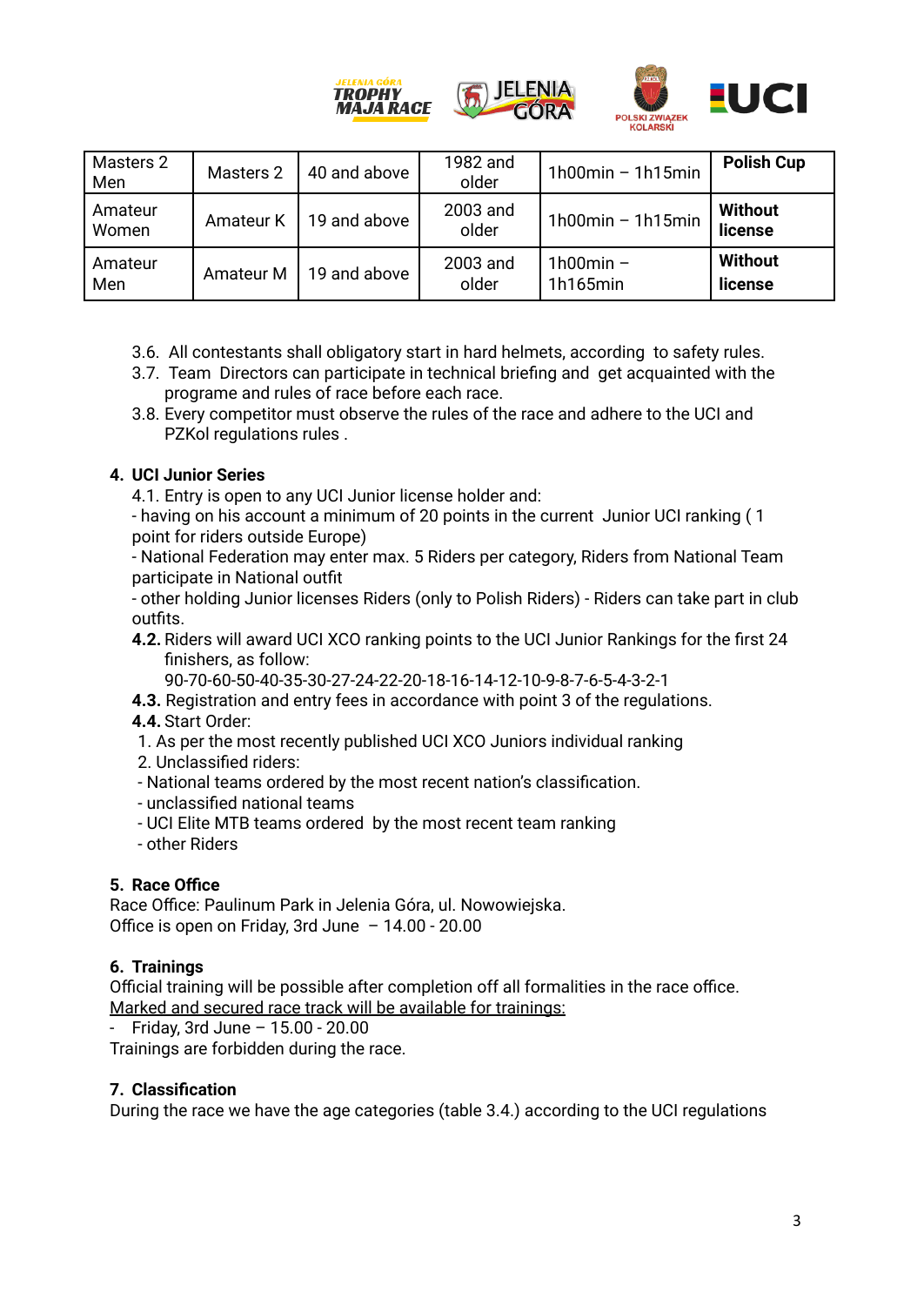| Masters 2 Men | Masters 2 | 40 and above | 1982 and older | 1h00min – 1h15min | **Polish Cup** |
|---|---|---|---|---|---|
| Amateur Women | Amateur K | 19 and above | 2003 and older | 1h00min – 1h15min | **Without license** |
| Amateur Men | Amateur M | 19 and above | 2003 and older | 1h00min – 1h165min | **Without license** |

3.6. All contestants shall obligatory start in hard helmets, according to safety rules.
3.7. Team Directors can participate in technical briefing and get acquainted with the programe and rules of race before each race.
3.8. Every competitor must observe the rules of the race and adhere to the UCI and PZKol regulations rules .

## 4. UCI Junior Series

4.1. Entry is open to any UCI Junior license holder and:
- having on his account a minimum of 20 points in the current Junior UCI ranking ( 1 point for riders outside Europe)
- National Federation may enter max. 5 Riders per category, Riders from National Team participate in National outfit
- other holding Junior licenses Riders (only to Polish Riders) - Riders can take part in club outfits.

**4.2.** Riders will award UCI XCO ranking points to the UCI Junior Rankings for the first 24 finishers, as follow:
90-70-60-50-40-35-30-27-24-22-20-18-16-14-12-10-9-8-7-6-5-4-3-2-1

**4.3.** Registration and entry fees in accordance with point 3 of the regulations.

**4.4.** Start Order:
1. As per the most recently published UCI XCO Juniors individual ranking
2. Unclassified riders:
- National teams ordered by the most recent nation's classification.
- unclassified national teams
- UCI Elite MTB teams ordered by the most recent team ranking
- other Riders

## 5. Race Office

Race Office: Paulinum Park in Jelenia Góra, ul. Nowowiejska.
Office is open on Friday, 3rd June – 14.00 - 20.00

## 6. Trainings

Official training will be possible after completion off all formalities in the race office.
Marked and secured race track will be available for trainings:
- Friday, 3rd June – 15.00 - 20.00

Trainings are forbidden during the race.

## 7. Classification

During the race we have the age categories (table 3.4.) according to the UCI regulations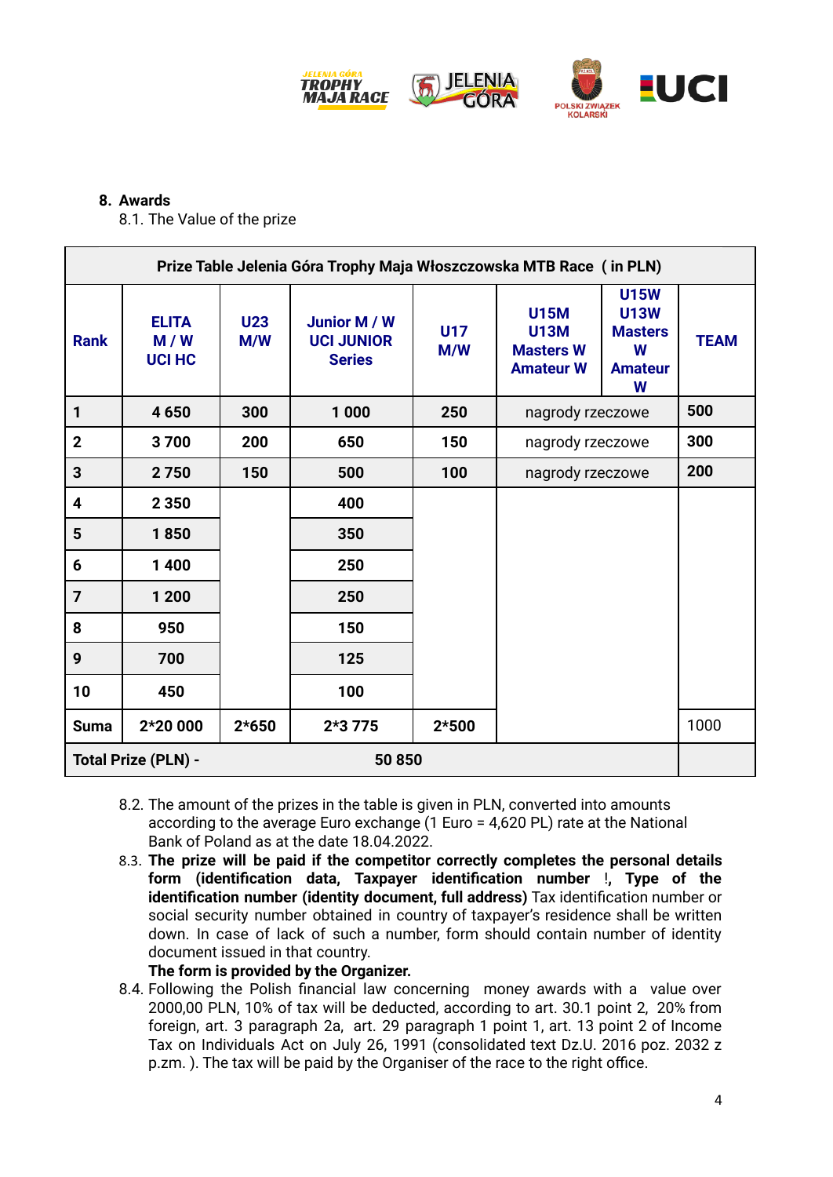## 8. Awards

8.1. The Value of the prize

| Prize Table Jelenia Góra Trophy Maja Włoszczowska MTB Race ( in PLN) | | | | | | | |
|---|---|---|---|---|---|---|---|
| **Rank** | **ELITA M / W UCI HC** | **U23 M/W** | **Junior M / W UCI JUNIOR Series** | **U17 M/W** | **U15M U13M Masters W Amateur W** | **U15W U13W Masters W Amateur W** | **TEAM** |
| **1** | **4 650** | **300** | **1 000** | **250** | nagrody rzeczowe | | **500** |
| **2** | **3 700** | **200** | **650** | **150** | nagrody rzeczowe | | **300** |
| **3** | **2 750** | **150** | **500** | **100** | nagrody rzeczowe | | **200** |
| **4** | **2 350** | | **400** | | | | |
| **5** | **1 850** | | **350** | | | | |
| **6** | **1 400** | | **250** | | | | |
| **7** | **1 200** | | **250** | | | | |
| **8** | **950** | | **150** | | | | |
| **9** | **700** | | **125** | | | | |
| **10** | **450** | | **100** | | | | |
| **Suma** | **2*20 000** | **2*650** | **2*3 775** | **2*500** | | | 1000 |
| **Total Prize (PLN) -** | | | **50 850** | | | | |

8.2. The amount of the prizes in the table is given in PLN, converted into amounts according to the average Euro exchange (1 Euro = 4,620 PL) rate at the National Bank of Poland as at the date 18.04.2022.

8.3. **The prize will be paid if the competitor correctly completes the personal details form (identification data, Taxpayer identification number !, Type of the identification number (identity document, full address)** Tax identification number or social security number obtained in country of taxpayer's residence shall be written down. In case of lack of such a number, form should contain number of identity document issued in that country.
**The form is provided by the Organizer.**

8.4. Following the Polish financial law concerning money awards with a value over 2000,00 PLN, 10% of tax will be deducted, according to art. 30.1 point 2, 20% from foreign, art. 3 paragraph 2a, art. 29 paragraph 1 point 1, art. 13 point 2 of Income Tax on Individuals Act on July 26, 1991 (consolidated text Dz.U. 2016 poz. 2032 z p.zm. ). The tax will be paid by the Organiser of the race to the right office.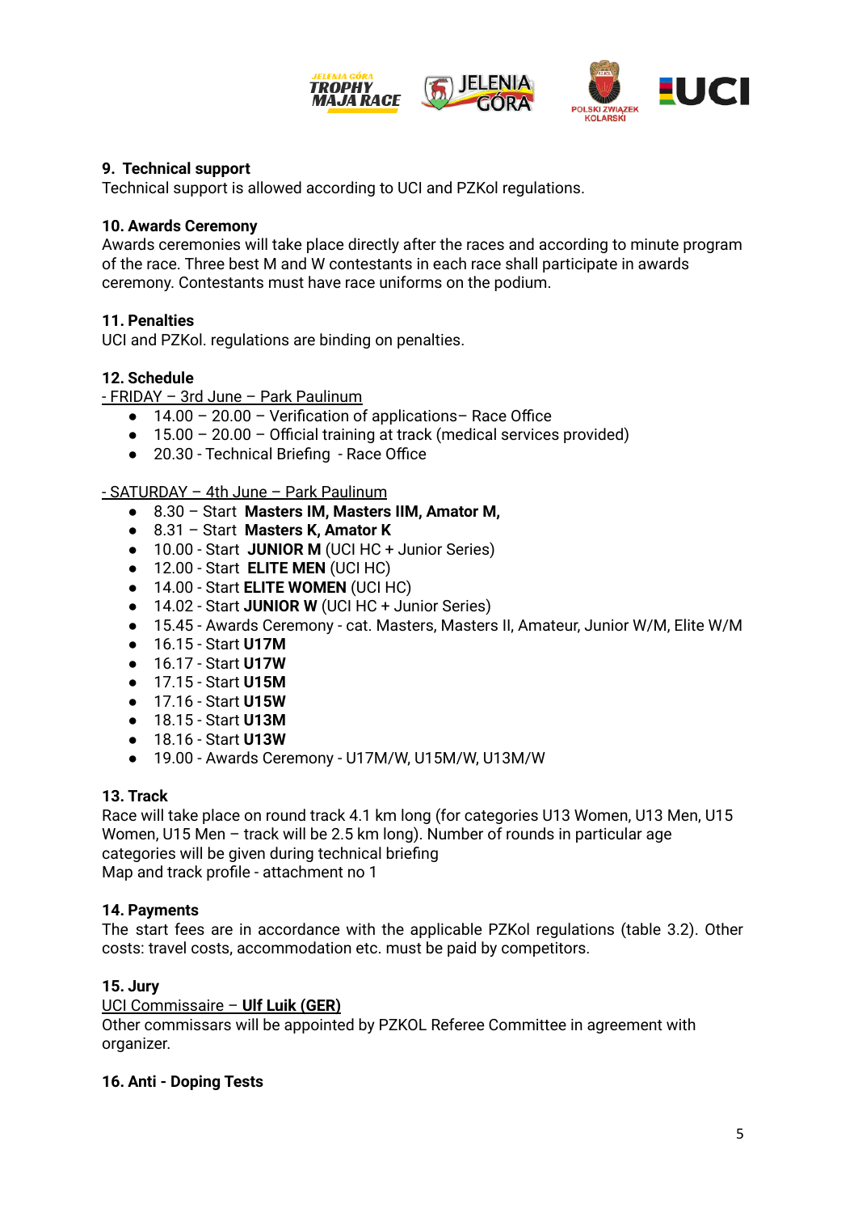**9. Technical support**

Technical support is allowed according to UCI and PZKol regulations.

**10. Awards Ceremony**

Awards ceremonies will take place directly after the races and according to minute program of the race. Three best M and W contestants in each race shall participate in awards ceremony. Contestants must have race uniforms on the podium.

**11. Penalties**

UCI and PZKol. regulations are binding on penalties.

**12. Schedule**

- FRIDAY – 3rd June – Park Paulinum

- 14.00 – 20.00 – Verification of applications– Race Office
- 15.00 – 20.00 – Official training at track (medical services provided)
- 20.30 - Technical Briefing - Race Office

- SATURDAY – 4th June – Park Paulinum

- 8.30 – Start **Masters IM, Masters IIM, Amator M,**
- 8.31 – Start **Masters K, Amator K**
- 10.00 - Start **JUNIOR M** (UCI HC + Junior Series)
- 12.00 - Start **ELITE MEN** (UCI HC)
- 14.00 - Start **ELITE WOMEN** (UCI HC)
- 14.02 - Start **JUNIOR W** (UCI HC + Junior Series)
- 15.45 - Awards Ceremony - cat. Masters, Masters II, Amateur, Junior W/M, Elite W/M
- 16.15 - Start **U17M**
- 16.17 - Start **U17W**
- 17.15 - Start **U15M**
- 17.16 - Start **U15W**
- 18.15 - Start **U13M**
- 18.16 - Start **U13W**
- 19.00 - Awards Ceremony - U17M/W, U15M/W, U13M/W

**13. Track**

Race will take place on round track 4.1 km long (for categories U13 Women, U13 Men, U15 Women, U15 Men – track will be 2.5 km long). Number of rounds in particular age categories will be given during technical briefing
Map and track profile - attachment no 1

**14. Payments**

The start fees are in accordance with the applicable PZKol regulations (table 3.2). Other costs: travel costs, accommodation etc. must be paid by competitors.

**15. Jury**

UCI Commissaire – **Ulf Luik (GER)**
Other commissars will be appointed by PZKOL Referee Committee in agreement with organizer.

**16. Anti - Doping Tests**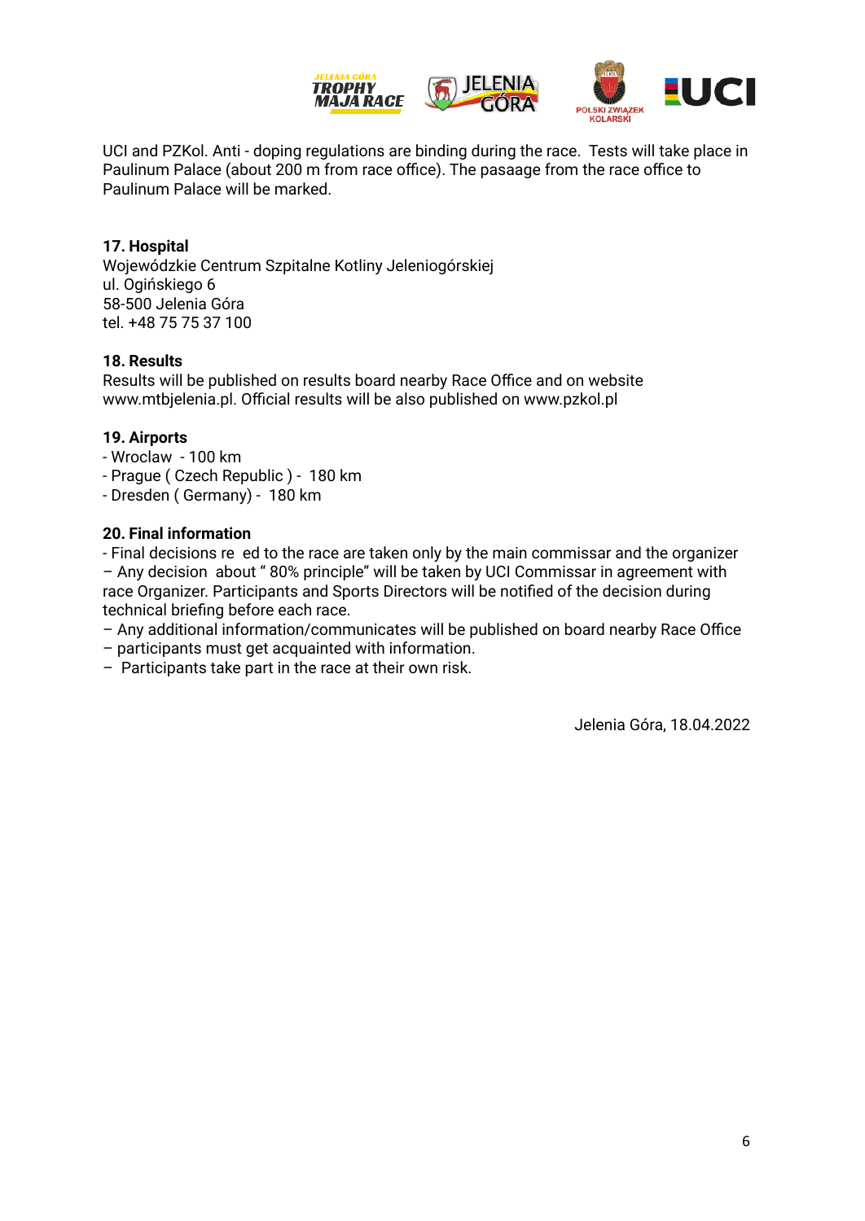UCI and PZKol. Anti - doping regulations are binding during the race. Tests will take place in Paulinum Palace (about 200 m from race office). The pasaage from the race office to Paulinum Palace will be marked.

**17. Hospital**

Wojewódzkie Centrum Szpitalne Kotliny Jeleniogórskiej
ul. Ogińskiego 6
58-500 Jelenia Góra
tel. +48 75 75 37 100

**18. Results**

Results will be published on results board nearby Race Office and on website www.mtbjelenia.pl. Official results will be also published on www.pzkol.pl

**19. Airports**

- Wroclaw - 100 km
- Prague ( Czech Republic ) - 180 km
- Dresden ( Germany) - 180 km

**20. Final information**

- Final decisions re ed to the race are taken only by the main commissar and the organizer
– Any decision about " 80% principle" will be taken by UCI Commissar in agreement with race Organizer. Participants and Sports Directors will be notified of the decision during technical briefing before each race.
– Any additional information/communicates will be published on board nearby Race Office
– participants must get acquainted with information.
– Participants take part in the race at their own risk.

Jelenia Góra, 18.04.2022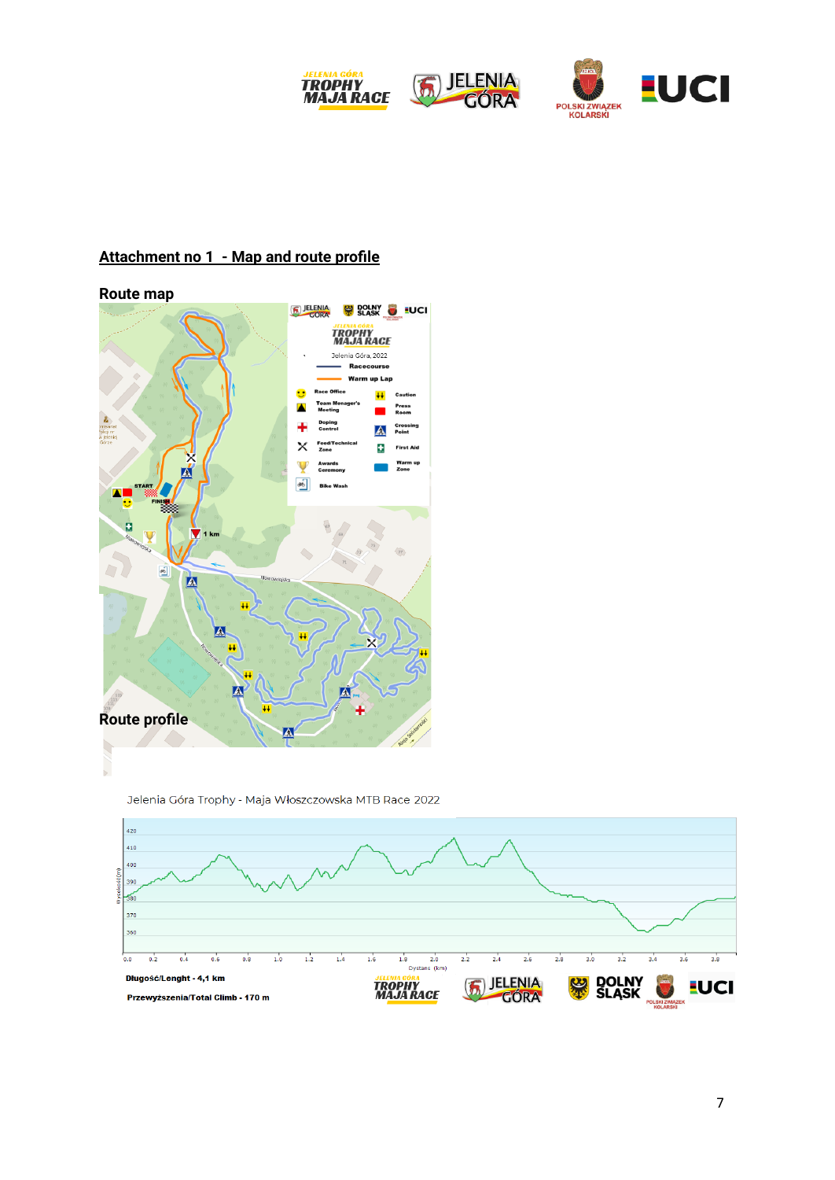## Attachment no 1 - Map and route profile

### Route map

Jelenia Góra, 2022

Racecourse

Warm up Lap

Race Office

Caution

Team Manager's Meeting

Press Room

Doping Control

Crossing Point

Feed/Technical Zone

First Aid

Awards Ceremony

Warm up Zone

Bike Wash

START

FINISH

1 km

### Route profile

Jelenia Góra Trophy - Maja Włoszczowska MTB Race 2022

Długość/Lenght - 4,1 km

Przewyższenia/Total Climb - 170 m